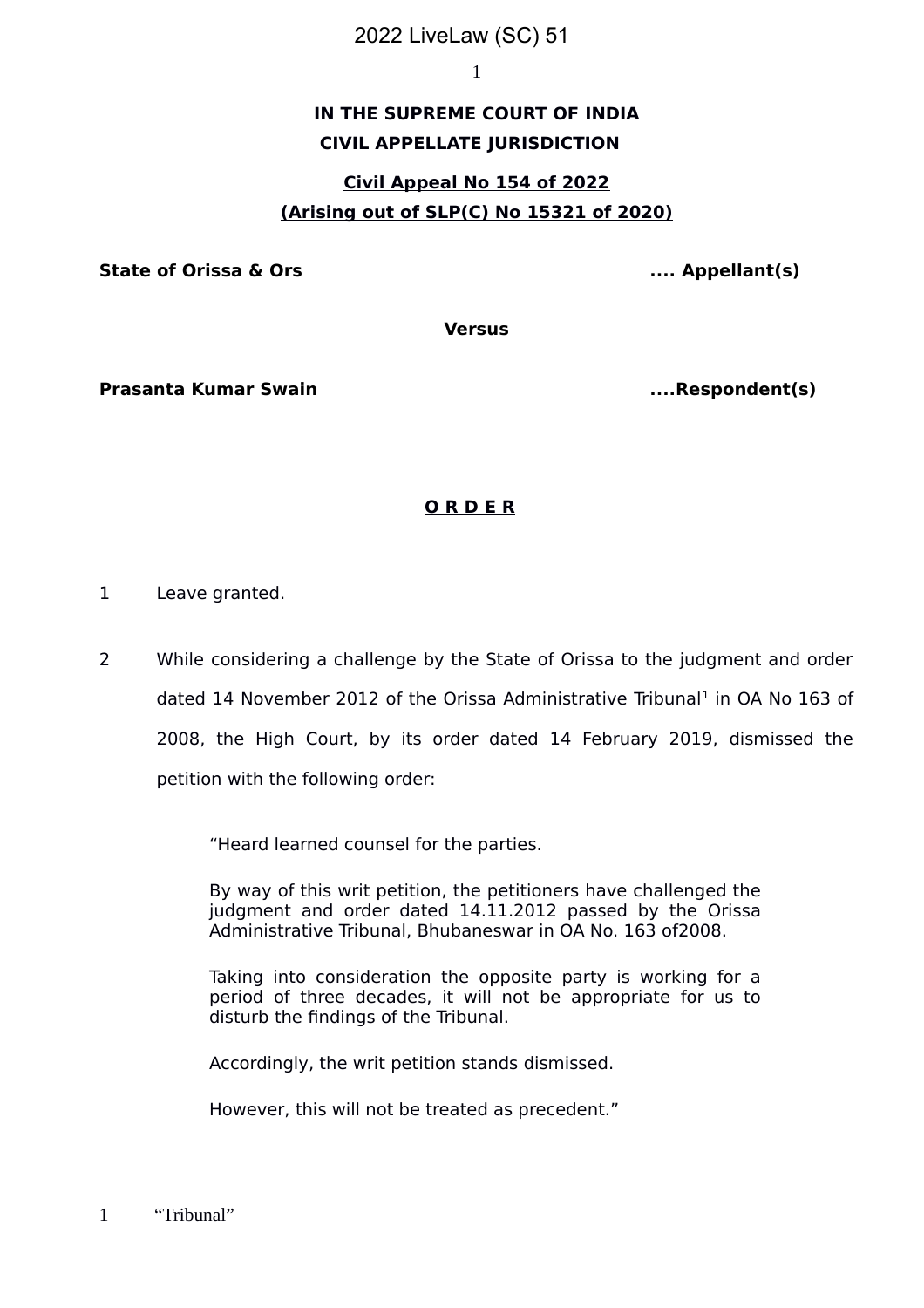2022 LiveLaw (SC) 51

**IN THE SUPREME COURT OF INDIA**
**CIVIL APPELLATE JURISDICTION**

**Civil Appeal No 154 of 2022**
**(Arising out of SLP(C) No 15321 of 2020)**

**State of Orissa & Ors** .... **Appellant(s)**

**Versus**

**Prasanta Kumar Swain** ....**Respondent(s)**

**O R D E R**

1 Leave granted.

2 While considering a challenge by the State of Orissa to the judgment and order dated 14 November 2012 of the Orissa Administrative Tribunal[1] in OA No 163 of 2008, the High Court, by its order dated 14 February 2019, dismissed the petition with the following order:

> "Heard learned counsel for the parties.
>
> By way of this writ petition, the petitioners have challenged the judgment and order dated 14.11.2012 passed by the Orissa Administrative Tribunal, Bhubaneswar in OA No. 163 of2008.
>
> Taking into consideration the opposite party is working for a period of three decades, it will not be appropriate for us to disturb the findings of the Tribunal.
>
> Accordingly, the writ petition stands dismissed.
>
> However, this will not be treated as precedent."

[1] "Tribunal"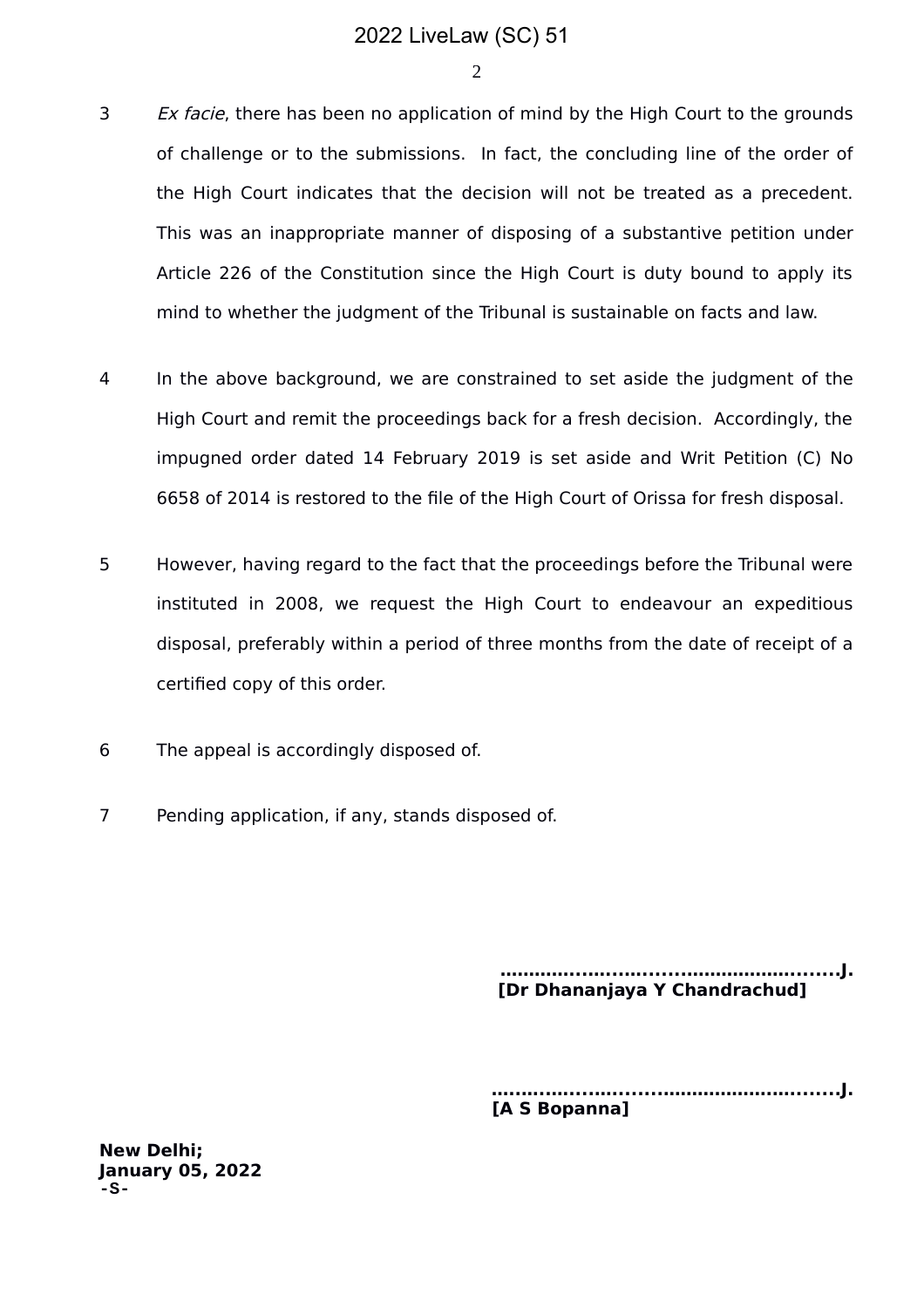3 *Ex facie*, there has been no application of mind by the High Court to the grounds of challenge or to the submissions. In fact, the concluding line of the order of the High Court indicates that the decision will not be treated as a precedent. This was an inappropriate manner of disposing of a substantive petition under Article 226 of the Constitution since the High Court is duty bound to apply its mind to whether the judgment of the Tribunal is sustainable on facts and law.

4 In the above background, we are constrained to set aside the judgment of the High Court and remit the proceedings back for a fresh decision. Accordingly, the impugned order dated 14 February 2019 is set aside and Writ Petition (C) No 6658 of 2014 is restored to the file of the High Court of Orissa for fresh disposal.

5 However, having regard to the fact that the proceedings before the Tribunal were instituted in 2008, we request the High Court to endeavour an expeditious disposal, preferably within a period of three months from the date of receipt of a certified copy of this order.

6 The appeal is accordingly disposed of.

7 Pending application, if any, stands disposed of.

**…………...…...….......………………........J.**
**[Dr Dhananjaya Y Chandrachud]**

**…..…..…....…........……………….…........J.**
**[A S Bopanna]**

**New Delhi;**
**January 05, 2022**
**-S-**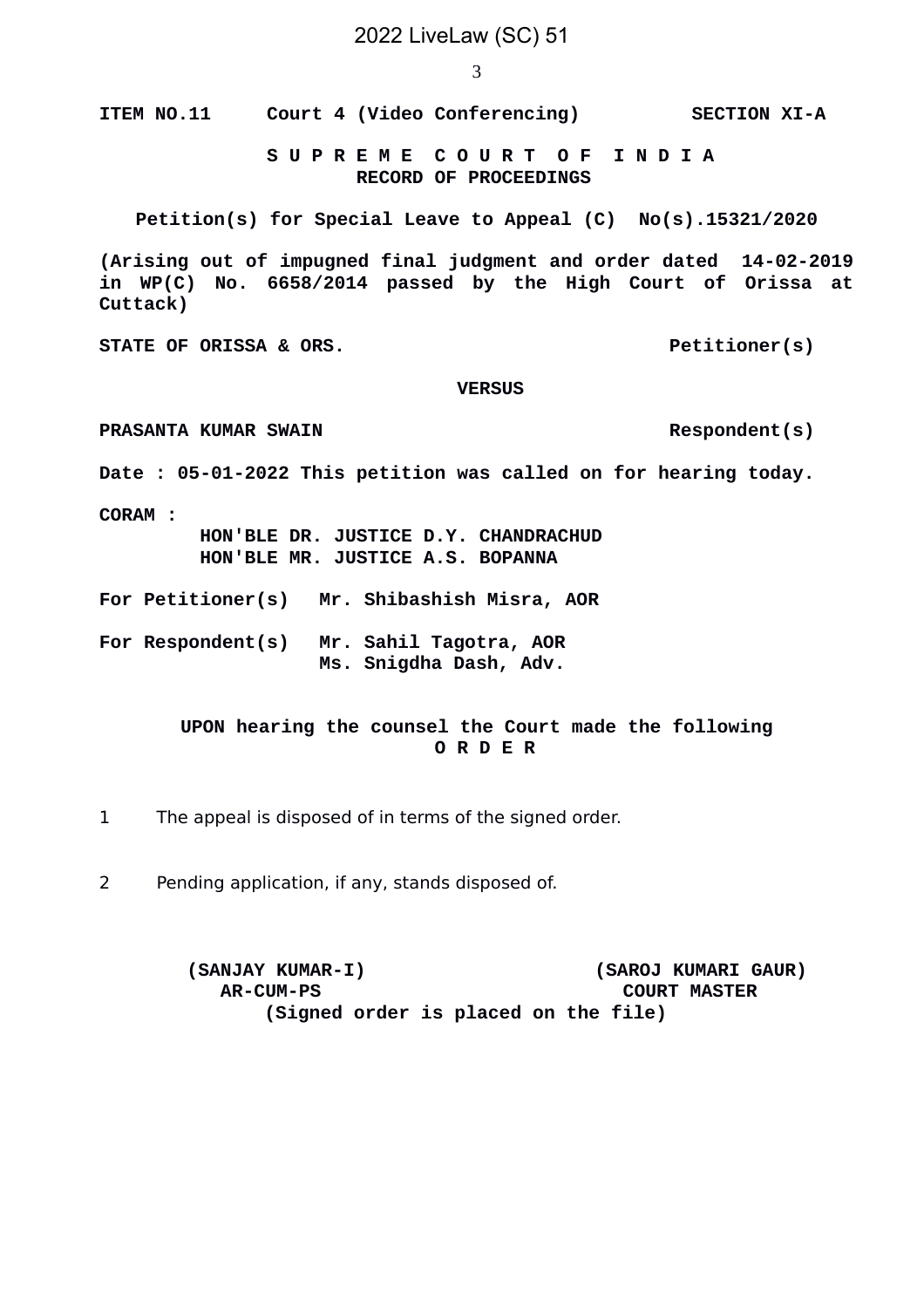**ITEM NO.11 Court 4 (Video Conferencing) SECTION XI-A**

**S U P R E M E C O U R T O F I N D I A**
**RECORD OF PROCEEDINGS**

**Petition(s) for Special Leave to Appeal (C) No(s).15321/2020**

**(Arising out of impugned final judgment and order dated 14-02-2019 in WP(C) No. 6658/2014 passed by the High Court of Orissa at Cuttack)**

**STATE OF ORISSA & ORS.** **Petitioner(s)**

**VERSUS**

**PRASANTA KUMAR SWAIN** **Respondent(s)**

**Date : 05-01-2022 This petition was called on for hearing today.**

**CORAM :**
**HON'BLE DR. JUSTICE D.Y. CHANDRACHUD**
**HON'BLE MR. JUSTICE A.S. BOPANNA**

**For Petitioner(s)** **Mr. Shibashish Misra, AOR**

**For Respondent(s)** **Mr. Sahil Tagotra, AOR**
**Ms. Snigdha Dash, Adv.**

**UPON hearing the counsel the Court made the following**
**O R D E R**

1 The appeal is disposed of in terms of the signed order.

2 Pending application, if any, stands disposed of.

**(SANJAY KUMAR-I)** **(SAROJ KUMARI GAUR)**
**AR-CUM-PS** **COURT MASTER**
**(Signed order is placed on the file)**